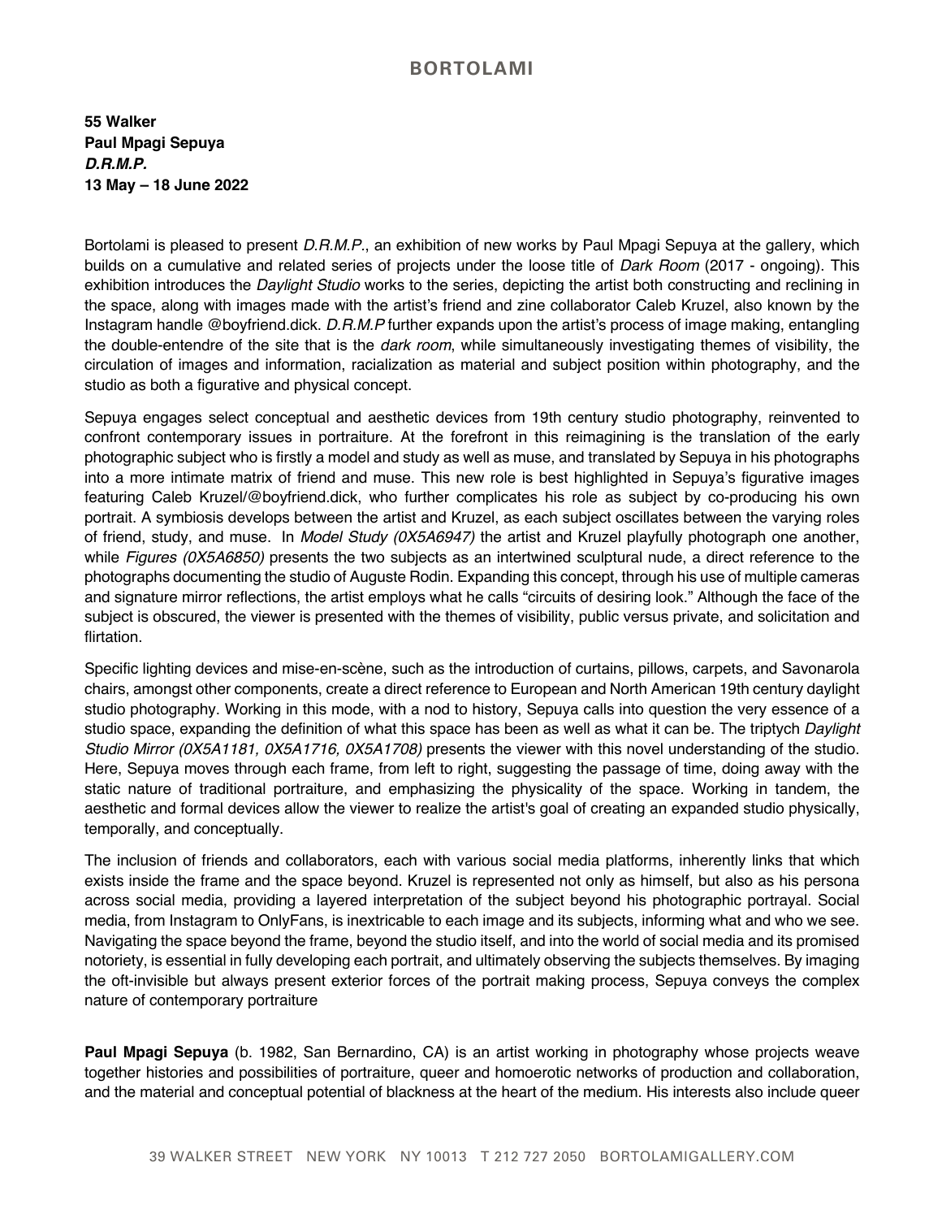BORTOLAMI

**55 Walker**
**Paul Mpagi Sepuya**
***D.R.M.P.***
**13 May – 18 June 2022**

Bortolami is pleased to present *D.R.M.P.*, an exhibition of new works by Paul Mpagi Sepuya at the gallery, which builds on a cumulative and related series of projects under the loose title of *Dark Room* (2017 - ongoing). This exhibition introduces the *Daylight Studio* works to the series, depicting the artist both constructing and reclining in the space, along with images made with the artist's friend and zine collaborator Caleb Kruzel, also known by the Instagram handle @boyfriend.dick. *D.R.M.P* further expands upon the artist's process of image making, entangling the double-entendre of the site that is the *dark room*, while simultaneously investigating themes of visibility, the circulation of images and information, racialization as material and subject position within photography, and the studio as both a figurative and physical concept.

Sepuya engages select conceptual and aesthetic devices from 19th century studio photography, reinvented to confront contemporary issues in portraiture. At the forefront in this reimagining is the translation of the early photographic subject who is firstly a model and study as well as muse, and translated by Sepuya in his photographs into a more intimate matrix of friend and muse. This new role is best highlighted in Sepuya's figurative images featuring Caleb Kruzel/@boyfriend.dick, who further complicates his role as subject by co-producing his own portrait. A symbiosis develops between the artist and Kruzel, as each subject oscillates between the varying roles of friend, study, and muse. In *Model Study (0X5A6947)* the artist and Kruzel playfully photograph one another, while *Figures (0X5A6850)* presents the two subjects as an intertwined sculptural nude, a direct reference to the photographs documenting the studio of Auguste Rodin. Expanding this concept, through his use of multiple cameras and signature mirror reflections, the artist employs what he calls "circuits of desiring look." Although the face of the subject is obscured, the viewer is presented with the themes of visibility, public versus private, and solicitation and flirtation.

Specific lighting devices and mise-en-scène, such as the introduction of curtains, pillows, carpets, and Savonarola chairs, amongst other components, create a direct reference to European and North American 19th century daylight studio photography. Working in this mode, with a nod to history, Sepuya calls into question the very essence of a studio space, expanding the definition of what this space has been as well as what it can be. The triptych *Daylight Studio Mirror (0X5A1181, 0X5A1716, 0X5A1708)* presents the viewer with this novel understanding of the studio. Here, Sepuya moves through each frame, from left to right, suggesting the passage of time, doing away with the static nature of traditional portraiture, and emphasizing the physicality of the space. Working in tandem, the aesthetic and formal devices allow the viewer to realize the artist's goal of creating an expanded studio physically, temporally, and conceptually.

The inclusion of friends and collaborators, each with various social media platforms, inherently links that which exists inside the frame and the space beyond. Kruzel is represented not only as himself, but also as his persona across social media, providing a layered interpretation of the subject beyond his photographic portrayal. Social media, from Instagram to OnlyFans, is inextricable to each image and its subjects, informing what and who we see. Navigating the space beyond the frame, beyond the studio itself, and into the world of social media and its promised notoriety, is essential in fully developing each portrait, and ultimately observing the subjects themselves. By imaging the oft-invisible but always present exterior forces of the portrait making process, Sepuya conveys the complex nature of contemporary portraiture

**Paul Mpagi Sepuya** (b. 1982, San Bernardino, CA) is an artist working in photography whose projects weave together histories and possibilities of portraiture, queer and homoerotic networks of production and collaboration, and the material and conceptual potential of blackness at the heart of the medium. His interests also include queer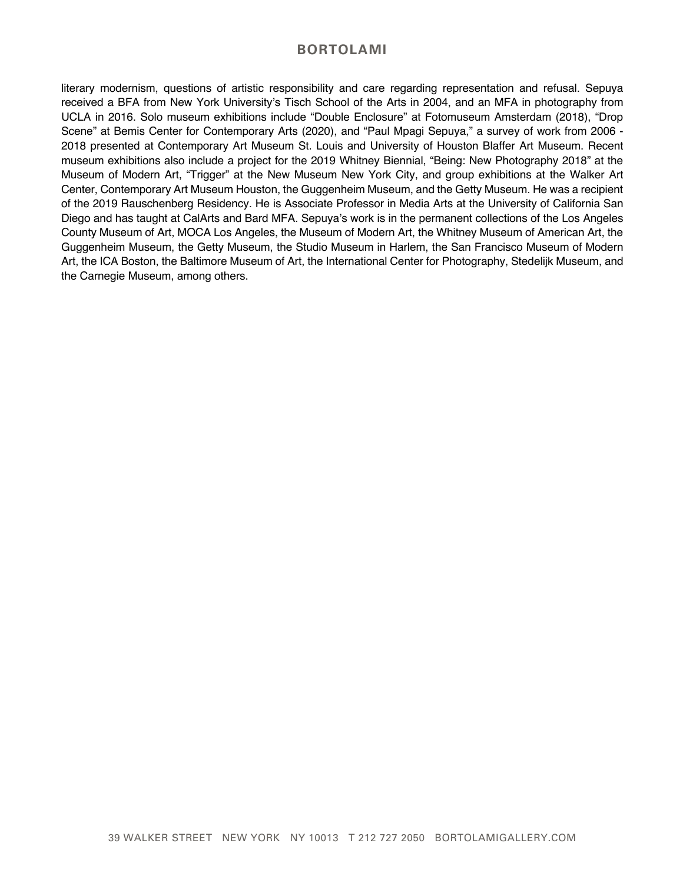literary modernism, questions of artistic responsibility and care regarding representation and refusal. Sepuya received a BFA from New York University's Tisch School of the Arts in 2004, and an MFA in photography from UCLA in 2016. Solo museum exhibitions include "Double Enclosure" at Fotomuseum Amsterdam (2018), "Drop Scene" at Bemis Center for Contemporary Arts (2020), and "Paul Mpagi Sepuya," a survey of work from 2006 - 2018 presented at Contemporary Art Museum St. Louis and University of Houston Blaffer Art Museum. Recent museum exhibitions also include a project for the 2019 Whitney Biennial, "Being: New Photography 2018" at the Museum of Modern Art, "Trigger" at the New Museum New York City, and group exhibitions at the Walker Art Center, Contemporary Art Museum Houston, the Guggenheim Museum, and the Getty Museum. He was a recipient of the 2019 Rauschenberg Residency. He is Associate Professor in Media Arts at the University of California San Diego and has taught at CalArts and Bard MFA. Sepuya's work is in the permanent collections of the Los Angeles County Museum of Art, MOCA Los Angeles, the Museum of Modern Art, the Whitney Museum of American Art, the Guggenheim Museum, the Getty Museum, the Studio Museum in Harlem, the San Francisco Museum of Modern Art, the ICA Boston, the Baltimore Museum of Art, the International Center for Photography, Stedelijk Museum, and the Carnegie Museum, among others.